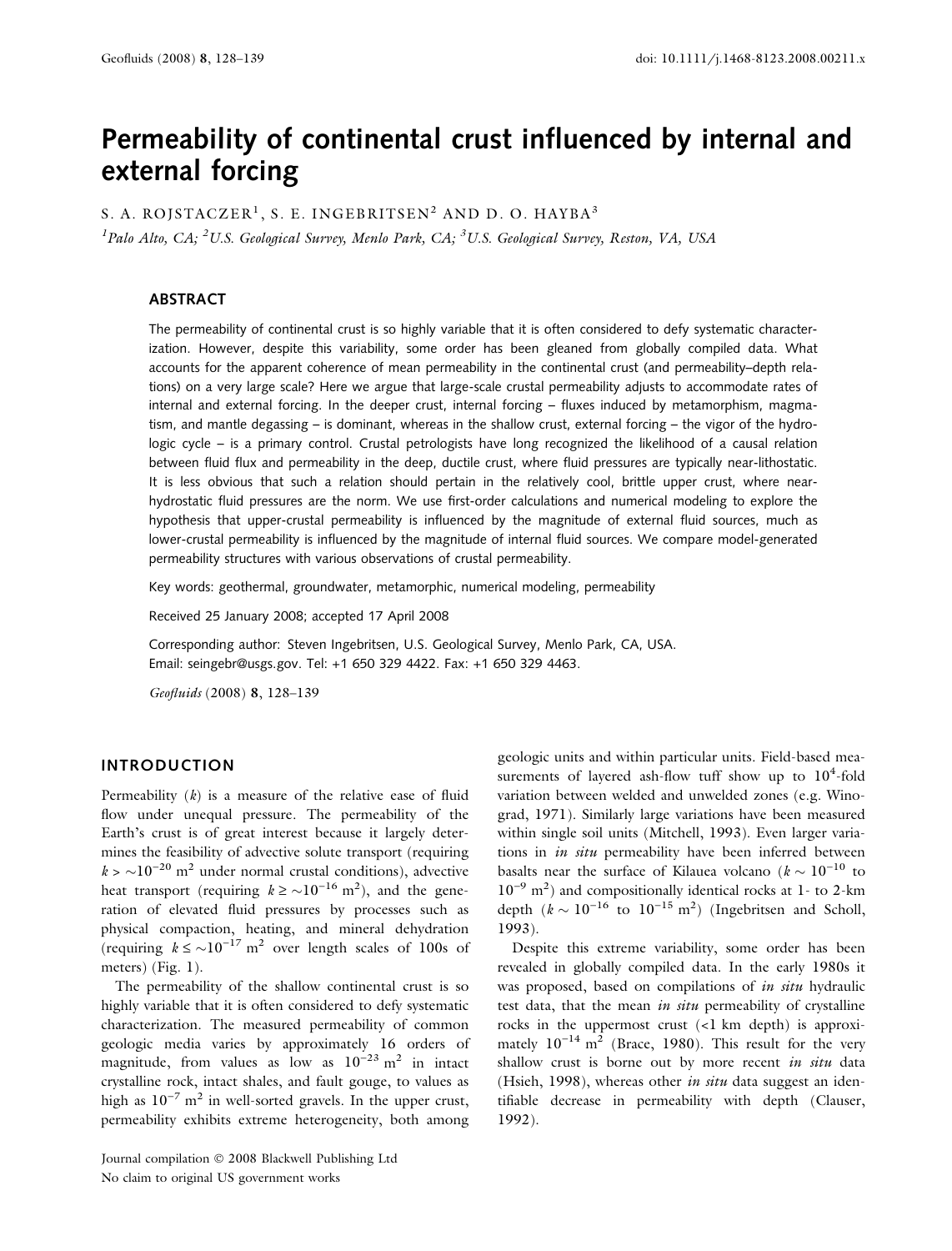# Permeability of continental crust influenced by internal and external forcing

S. A. ROJSTACZER[1], S. E. INGEBRITSEN[2] AND D. O. HAYBA[3]

[1]Palo Alto, CA; [2]U.S. Geological Survey, Menlo Park, CA; [3]U.S. Geological Survey, Reston, VA, USA

## ABSTRACT

The permeability of continental crust is so highly variable that it is often considered to defy systematic characterization. However, despite this variability, some order has been gleaned from globally compiled data. What accounts for the apparent coherence of mean permeability in the continental crust (and permeability–depth relations) on a very large scale? Here we argue that large-scale crustal permeability adjusts to accommodate rates of internal and external forcing. In the deeper crust, internal forcing – fluxes induced by metamorphism, magmatism, and mantle degassing – is dominant, whereas in the shallow crust, external forcing – the vigor of the hydrologic cycle – is a primary control. Crustal petrologists have long recognized the likelihood of a causal relation between fluid flux and permeability in the deep, ductile crust, where fluid pressures are typically near-lithostatic. It is less obvious that such a relation should pertain in the relatively cool, brittle upper crust, where near-hydrostatic fluid pressures are the norm. We use first-order calculations and numerical modeling to explore the hypothesis that upper-crustal permeability is influenced by the magnitude of external fluid sources, much as lower-crustal permeability is influenced by the magnitude of internal fluid sources. We compare model-generated permeability structures with various observations of crustal permeability.

Key words: geothermal, groundwater, metamorphic, numerical modeling, permeability

Received 25 January 2008; accepted 17 April 2008

Corresponding author: Steven Ingebritsen, U.S. Geological Survey, Menlo Park, CA, USA. Email: seingebr@usgs.gov. Tel: +1 650 329 4422. Fax: +1 650 329 4463.

*Geofluids* (2008) **8**, 128–139

## INTRODUCTION

Permeability ($k$) is a measure of the relative ease of fluid flow under unequal pressure. The permeability of the Earth's crust is of great interest because it largely determines the feasibility of advective solute transport (requiring $k > \sim 10^{-20}$ m$^2$ under normal crustal conditions), advective heat transport (requiring $k \geq \sim 10^{-16}$ m$^2$), and the generation of elevated fluid pressures by processes such as physical compaction, heating, and mineral dehydration (requiring $k \leq \sim 10^{-17}$ m$^2$ over length scales of 100s of meters) (Fig. 1).

The permeability of the shallow continental crust is so highly variable that it is often considered to defy systematic characterization. The measured permeability of common geologic media varies by approximately 16 orders of magnitude, from values as low as $10^{-23}$ m$^2$ in intact crystalline rock, intact shales, and fault gouge, to values as high as $10^{-7}$ m$^2$ in well-sorted gravels. In the upper crust, permeability exhibits extreme heterogeneity, both among geologic units and within particular units. Field-based measurements of layered ash-flow tuff show up to $10^4$-fold variation between welded and unwelded zones (e.g. Winograd, 1971). Similarly large variations have been measured within single soil units (Mitchell, 1993). Even larger variations in *in situ* permeability have been inferred between basalts near the surface of Kilauea volcano ($k \sim 10^{-10}$ to $10^{-9}$ m$^2$) and compositionally identical rocks at 1- to 2-km depth ($k \sim 10^{-16}$ to $10^{-15}$ m$^2$) (Ingebritsen and Scholl, 1993).

Despite this extreme variability, some order has been revealed in globally compiled data. In the early 1980s it was proposed, based on compilations of *in situ* hydraulic test data, that the mean *in situ* permeability of crystalline rocks in the uppermost crust (<1 km depth) is approximately $10^{-14}$ m$^2$ (Brace, 1980). This result for the very shallow crust is borne out by more recent *in situ* data (Hsieh, 1998), whereas other *in situ* data suggest an identifiable decrease in permeability with depth (Clauser, 1992).

Journal compilation © 2008 Blackwell Publishing Ltd
No claim to original US government works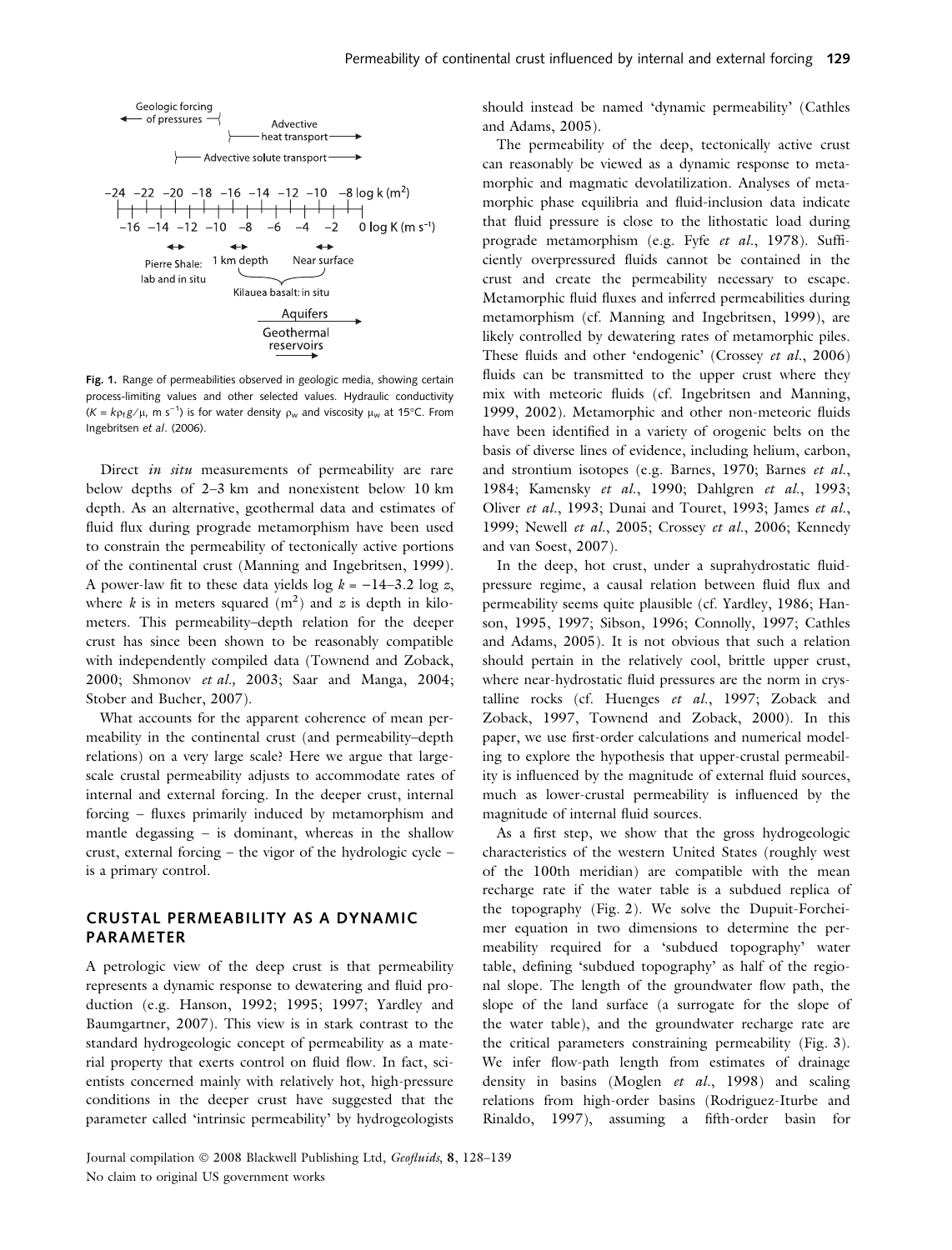Geologic forcing of pressures

Advective heat transport

Advective solute transport

−24 −22 −20 −18 −16 −14 −12 −10 −8 log k (m²)

−16 −14 −12 −10 −8 −6 −4 −2 0 log K (m s⁻¹)

Pierre Shale: lab and in situ

1 km depth

Near surface

Kilauea basalt: in situ

Aquifers

Geothermal reservoirs

**Fig. 1.** Range of permeabilities observed in geologic media, showing certain process-limiting values and other selected values. Hydraulic conductivity ($K = k\rho_f g/\mu$, m s$^{-1}$) is for water density $\rho_w$ and viscosity $\mu_w$ at 15°C. From Ingebritsen *et al*. (2006).

Direct *in situ* measurements of permeability are rare below depths of 2–3 km and nonexistent below 10 km depth. As an alternative, geothermal data and estimates of fluid flux during prograde metamorphism have been used to constrain the permeability of tectonically active portions of the continental crust (Manning and Ingebritsen, 1999). A power-law fit to these data yields $\log k = -14 - 3.2 \log z$, where $k$ is in meters squared (m$^2$) and $z$ is depth in kilometers. This permeability–depth relation for the deeper crust has since been shown to be reasonably compatible with independently compiled data (Townend and Zoback, 2000; Shmonov *et al.*, 2003; Saar and Manga, 2004; Stober and Bucher, 2007).

What accounts for the apparent coherence of mean permeability in the continental crust (and permeability–depth relations) on a very large scale? Here we argue that large-scale crustal permeability adjusts to accommodate rates of internal and external forcing. In the deeper crust, internal forcing – fluxes primarily induced by metamorphism and mantle degassing – is dominant, whereas in the shallow crust, external forcing – the vigor of the hydrologic cycle – is a primary control.

## CRUSTAL PERMEABILITY AS A DYNAMIC PARAMETER

A petrologic view of the deep crust is that permeability represents a dynamic response to dewatering and fluid production (e.g. Hanson, 1992; 1995; 1997; Yardley and Baumgartner, 2007). This view is in stark contrast to the standard hydrogeologic concept of permeability as a material property that exerts control on fluid flow. In fact, scientists concerned mainly with relatively hot, high-pressure conditions in the deeper crust have suggested that the parameter called 'intrinsic permeability' by hydrogeologists should instead be named 'dynamic permeability' (Cathles and Adams, 2005).

The permeability of the deep, tectonically active crust can reasonably be viewed as a dynamic response to metamorphic and magmatic devolatilization. Analyses of metamorphic phase equilibria and fluid-inclusion data indicate that fluid pressure is close to the lithostatic load during prograde metamorphism (e.g. Fyfe *et al.*, 1978). Sufficiently overpressured fluids cannot be contained in the crust and create the permeability necessary to escape. Metamorphic fluid fluxes and inferred permeabilities during metamorphism (cf. Manning and Ingebritsen, 1999), are likely controlled by dewatering rates of metamorphic piles. These fluids and other 'endogenic' (Crossey *et al.*, 2006) fluids can be transmitted to the upper crust where they mix with meteoric fluids (cf. Ingebritsen and Manning, 1999, 2002). Metamorphic and other non-meteoric fluids have been identified in a variety of orogenic belts on the basis of diverse lines of evidence, including helium, carbon, and strontium isotopes (e.g. Barnes, 1970; Barnes *et al.*, 1984; Kamensky *et al.*, 1990; Dahlgren *et al.*, 1993; Oliver *et al.*, 1993; Dunai and Touret, 1993; James *et al.*, 1999; Newell *et al.*, 2005; Crossey *et al.*, 2006; Kennedy and van Soest, 2007).

In the deep, hot crust, under a suprahydrostatic fluid-pressure regime, a causal relation between fluid flux and permeability seems quite plausible (cf. Yardley, 1986; Hanson, 1995, 1997; Sibson, 1996; Connolly, 1997; Cathles and Adams, 2005). It is not obvious that such a relation should pertain in the relatively cool, brittle upper crust, where near-hydrostatic fluid pressures are the norm in crystalline rocks (cf. Huenges *et al.*, 1997; Zoback and Zoback, 1997, Townend and Zoback, 2000). In this paper, we use first-order calculations and numerical modeling to explore the hypothesis that upper-crustal permeability is influenced by the magnitude of external fluid sources, much as lower-crustal permeability is influenced by the magnitude of internal fluid sources.

As a first step, we show that the gross hydrogeologic characteristics of the western United States (roughly west of the 100th meridian) are compatible with the mean recharge rate if the water table is a subdued replica of the topography (Fig. 2). We solve the Dupuit-Forcheimer equation in two dimensions to determine the permeability required for a 'subdued topography' water table, defining 'subdued topography' as half of the regional slope. The length of the groundwater flow path, the slope of the land surface (a surrogate for the slope of the water table), and the groundwater recharge rate are the critical parameters constraining permeability (Fig. 3). We infer flow-path length from estimates of drainage density in basins (Moglen *et al.*, 1998) and scaling relations from high-order basins (Rodriguez-Iturbe and Rinaldo, 1997), assuming a fifth-order basin for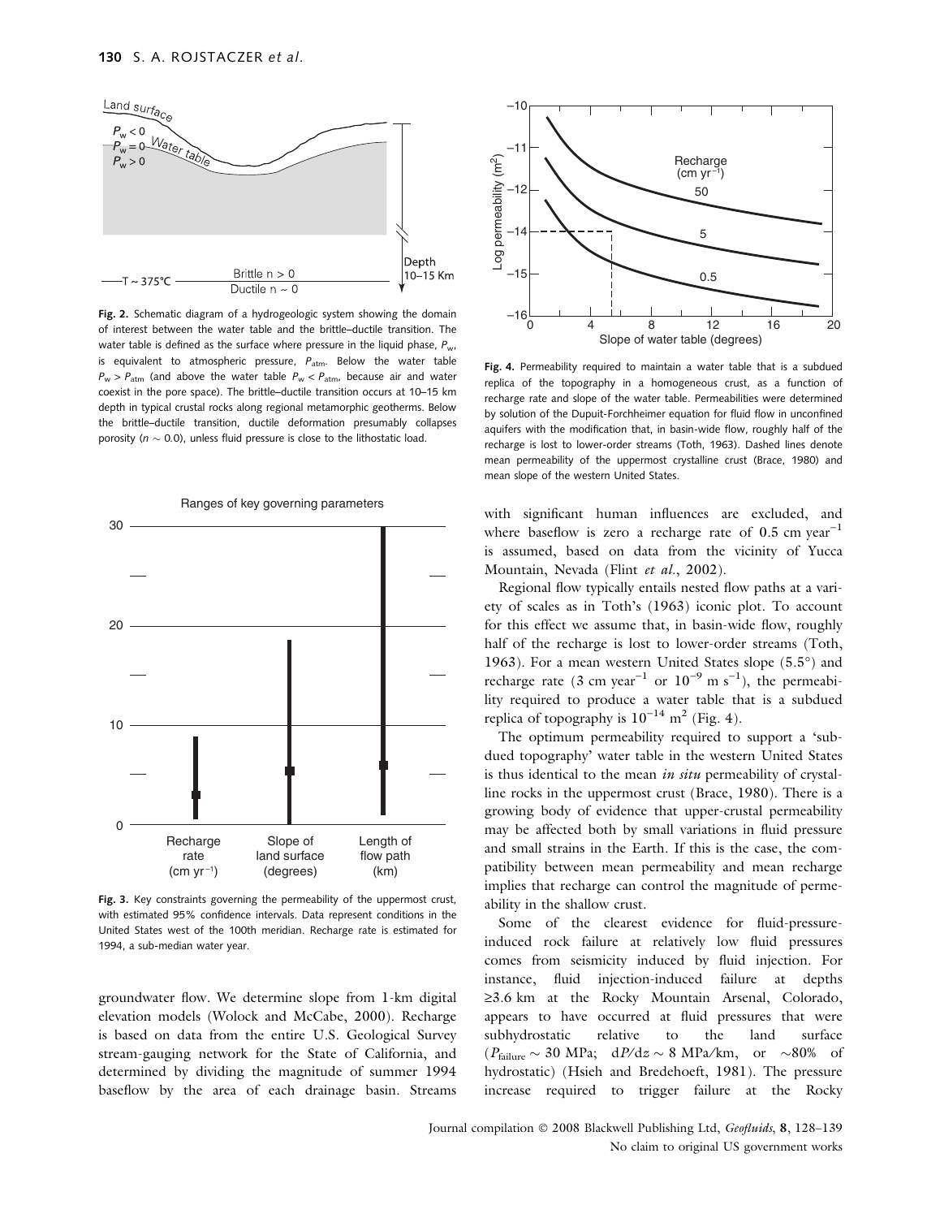Land surface

$P_w < 0$

$P_w = 0$ Water table

$P_w > 0$

Depth 10–15 Km

—T ~ 375°C — Brittle n > 0

Ductile n ~ 0

**Fig. 2.** Schematic diagram of a hydrogeologic system showing the domain of interest between the water table and the brittle–ductile transition. The water table is defined as the surface where pressure in the liquid phase, $P_w$, is equivalent to atmospheric pressure, $P_{atm}$. Below the water table $P_w > P_{atm}$ (and above the water table $P_w < P_{atm}$, because air and water coexist in the pore space). The brittle–ductile transition occurs at 10–15 km depth in typical crustal rocks along regional metamorphic geotherms. Below the brittle–ductile transition, ductile deformation presumably collapses porosity ($n \sim 0.0$), unless fluid pressure is close to the lithostatic load.

Ranges of key governing parameters

30

20

10

0

Recharge rate (cm yr$^{-1}$)

Slope of land surface (degrees)

Length of flow path (km)

**Fig. 3.** Key constraints governing the permeability of the uppermost crust, with estimated 95% confidence intervals. Data represent conditions in the United States west of the 100th meridian. Recharge rate is estimated for 1994, a sub-median water year.

Log permeability (m$^2$)

−10

−11

−12

−14

−15

−16

Recharge (cm yr$^{-1}$)

50

5

0.5

0 4 8 12 16 20

Slope of water table (degrees)

**Fig. 4.** Permeability required to maintain a water table that is a subdued replica of the topography in a homogeneous crust, as a function of recharge rate and slope of the water table. Permeabilities were determined by solution of the Dupuit-Forchheimer equation for fluid flow in unconfined aquifers with the modification that, in basin-wide flow, roughly half of the recharge is lost to lower-order streams (Toth, 1963). Dashed lines denote mean permeability of the uppermost crystalline crust (Brace, 1980) and mean slope of the western United States.

groundwater flow. We determine slope from 1-km digital elevation models (Wolock and McCabe, 2000). Recharge is based on data from the entire U.S. Geological Survey stream-gauging network for the State of California, and determined by dividing the magnitude of summer 1994 baseflow by the area of each drainage basin. Streams with significant human influences are excluded, and where baseflow is zero a recharge rate of 0.5 cm year$^{-1}$ is assumed, based on data from the vicinity of Yucca Mountain, Nevada (Flint *et al.*, 2002).

Regional flow typically entails nested flow paths at a variety of scales as in Toth's (1963) iconic plot. To account for this effect we assume that, in basin-wide flow, roughly half of the recharge is lost to lower-order streams (Toth, 1963). For a mean western United States slope (5.5°) and recharge rate (3 cm year$^{-1}$ or $10^{-9}$ m s$^{-1}$), the permeability required to produce a water table that is a subdued replica of topography is $10^{-14}$ m$^2$ (Fig. 4).

The optimum permeability required to support a 'subdued topography' water table in the western United States is thus identical to the mean *in situ* permeability of crystalline rocks in the uppermost crust (Brace, 1980). There is a growing body of evidence that upper-crustal permeability may be affected both by small variations in fluid pressure and small strains in the Earth. If this is the case, the compatibility between mean permeability and mean recharge implies that recharge can control the magnitude of permeability in the shallow crust.

Some of the clearest evidence for fluid-pressure-induced rock failure at relatively low fluid pressures comes from seismicity induced by fluid injection. For instance, fluid injection-induced failure at depths ≥3.6 km at the Rocky Mountain Arsenal, Colorado, appears to have occurred at fluid pressures that were subhydrostatic relative to the land surface ($P_{failure} \sim 30$ MPa; $dP/dz \sim 8$ MPa/km, or ~80% of hydrostatic) (Hsieh and Bredehoeft, 1981). The pressure increase required to trigger failure at the Rocky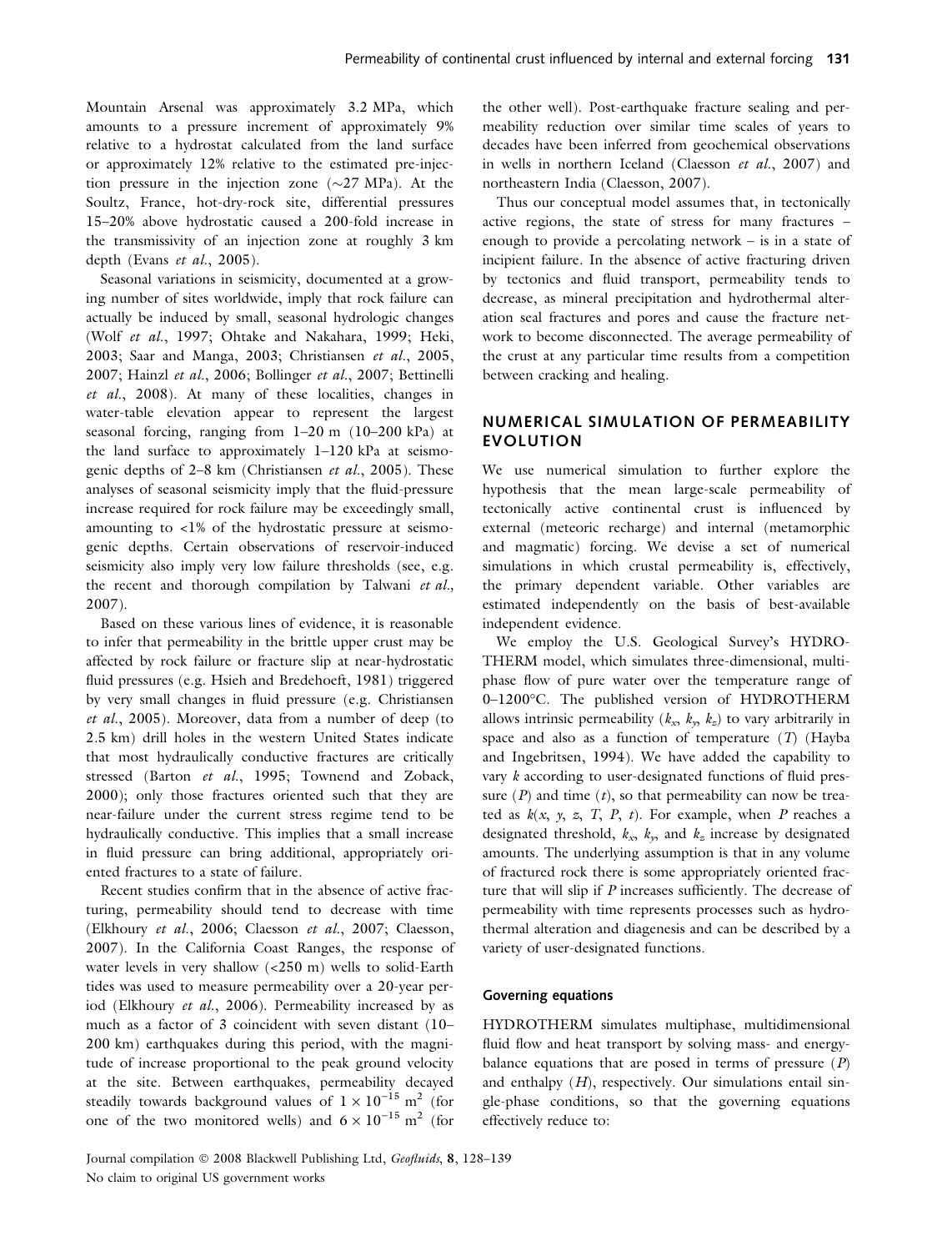Mountain Arsenal was approximately 3.2 MPa, which amounts to a pressure increment of approximately 9% relative to a hydrostat calculated from the land surface or approximately 12% relative to the estimated pre-injection pressure in the injection zone (~27 MPa). At the Soultz, France, hot-dry-rock site, differential pressures 15–20% above hydrostatic caused a 200-fold increase in the transmissivity of an injection zone at roughly 3 km depth (Evans *et al.*, 2005).

Seasonal variations in seismicity, documented at a growing number of sites worldwide, imply that rock failure can actually be induced by small, seasonal hydrologic changes (Wolf *et al.*, 1997; Ohtake and Nakahara, 1999; Heki, 2003; Saar and Manga, 2003; Christiansen *et al.*, 2005, 2007; Hainzl *et al.*, 2006; Bollinger *et al.*, 2007; Bettinelli *et al.*, 2008). At many of these localities, changes in water-table elevation appear to represent the largest seasonal forcing, ranging from 1–20 m (10–200 kPa) at the land surface to approximately 1–120 kPa at seismogenic depths of 2–8 km (Christiansen *et al.*, 2005). These analyses of seasonal seismicity imply that the fluid-pressure increase required for rock failure may be exceedingly small, amounting to <1% of the hydrostatic pressure at seismogenic depths. Certain observations of reservoir-induced seismicity also imply very low failure thresholds (see, e.g. the recent and thorough compilation by Talwani *et al.,* 2007).

Based on these various lines of evidence, it is reasonable to infer that permeability in the brittle upper crust may be affected by rock failure or fracture slip at near-hydrostatic fluid pressures (e.g. Hsieh and Bredehoeft, 1981) triggered by very small changes in fluid pressure (e.g. Christiansen *et al.*, 2005). Moreover, data from a number of deep (to 2.5 km) drill holes in the western United States indicate that most hydraulically conductive fractures are critically stressed (Barton *et al.*, 1995; Townend and Zoback, 2000); only those fractures oriented such that they are near-failure under the current stress regime tend to be hydraulically conductive. This implies that a small increase in fluid pressure can bring additional, appropriately oriented fractures to a state of failure.

Recent studies confirm that in the absence of active fracturing, permeability should tend to decrease with time (Elkhoury *et al.*, 2006; Claesson *et al.*, 2007; Claesson, 2007). In the California Coast Ranges, the response of water levels in very shallow (<250 m) wells to solid-Earth tides was used to measure permeability over a 20-year period (Elkhoury *et al.*, 2006). Permeability increased by as much as a factor of 3 coincident with seven distant (10–200 km) earthquakes during this period, with the magnitude of increase proportional to the peak ground velocity at the site. Between earthquakes, permeability decayed steadily towards background values of $1 \times 10^{-15}$ m$^2$ (for one of the two monitored wells) and $6 \times 10^{-15}$ m$^2$ (for the other well). Post-earthquake fracture sealing and permeability reduction over similar time scales of years to decades have been inferred from geochemical observations in wells in northern Iceland (Claesson *et al.*, 2007) and northeastern India (Claesson, 2007).

Thus our conceptual model assumes that, in tectonically active regions, the state of stress for many fractures – enough to provide a percolating network – is in a state of incipient failure. In the absence of active fracturing driven by tectonics and fluid transport, permeability tends to decrease, as mineral precipitation and hydrothermal alteration seal fractures and pores and cause the fracture network to become disconnected. The average permeability of the crust at any particular time results from a competition between cracking and healing.

## NUMERICAL SIMULATION OF PERMEABILITY EVOLUTION

We use numerical simulation to further explore the hypothesis that the mean large-scale permeability of tectonically active continental crust is influenced by external (meteoric recharge) and internal (metamorphic and magmatic) forcing. We devise a set of numerical simulations in which crustal permeability is, effectively, the primary dependent variable. Other variables are estimated independently on the basis of best-available independent evidence.

We employ the U.S. Geological Survey's HYDROTHERM model, which simulates three-dimensional, multiphase flow of pure water over the temperature range of 0–1200°C. The published version of HYDROTHERM allows intrinsic permeability ($k_x$, $k_y$, $k_z$) to vary arbitrarily in space and also as a function of temperature ($T$) (Hayba and Ingebritsen, 1994). We have added the capability to vary $k$ according to user-designated functions of fluid pressure ($P$) and time ($t$), so that permeability can now be treated as $k(x, y, z, T, P, t)$. For example, when $P$ reaches a designated threshold, $k_x$, $k_y$, and $k_z$ increase by designated amounts. The underlying assumption is that in any volume of fractured rock there is some appropriately oriented fracture that will slip if $P$ increases sufficiently. The decrease of permeability with time represents processes such as hydrothermal alteration and diagenesis and can be described by a variety of user-designated functions.

### Governing equations

HYDROTHERM simulates multiphase, multidimensional fluid flow and heat transport by solving mass- and energy-balance equations that are posed in terms of pressure ($P$) and enthalpy ($H$), respectively. Our simulations entail single-phase conditions, so that the governing equations effectively reduce to: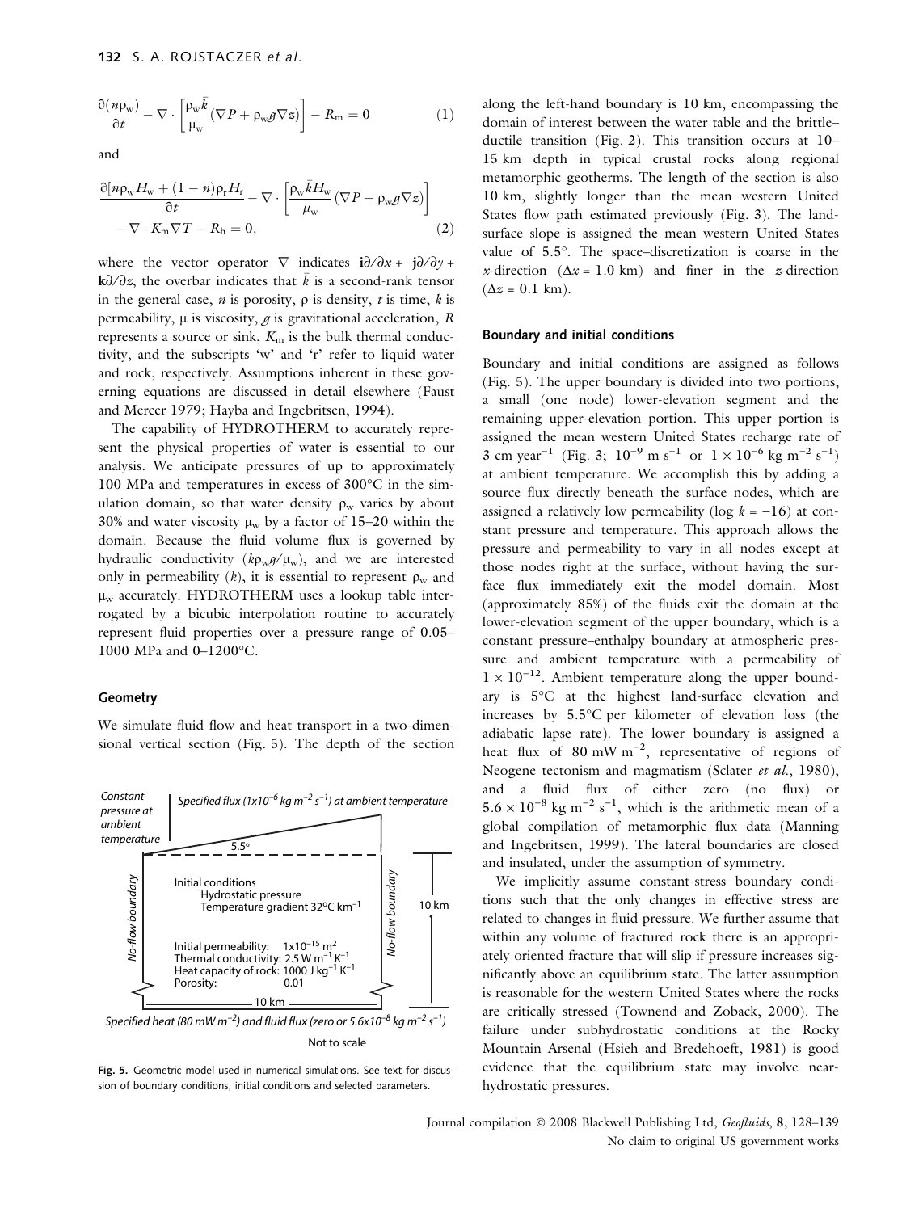$$\frac{\partial(n\rho_w)}{\partial t} - \nabla \cdot \left[\frac{\rho_w \bar{k}}{\mu_w}(\nabla P + \rho_w g \nabla z)\right] - R_m = 0 \quad (1)$$

and

$$\frac{\partial[n\rho_w H_w + (1-n)\rho_r H_r]}{\partial t} - \nabla \cdot \left[\frac{\rho_w \bar{k} H_w}{\mu_w}(\nabla P + \rho_w g \nabla z)\right] - \nabla \cdot K_m \nabla T - R_h = 0, \quad (2)$$

where the vector operator $\nabla$ indicates $\mathbf{i}\partial/\partial x + \mathbf{j}\partial/\partial y + \mathbf{k}\partial/\partial z$, the overbar indicates that $\bar{k}$ is a second-rank tensor in the general case, $n$ is porosity, $\rho$ is density, $t$ is time, $k$ is permeability, $\mu$ is viscosity, $g$ is gravitational acceleration, $R$ represents a source or sink, $K_m$ is the bulk thermal conductivity, and the subscripts 'w' and 'r' refer to liquid water and rock, respectively. Assumptions inherent in these governing equations are discussed in detail elsewhere (Faust and Mercer 1979; Hayba and Ingebritsen, 1994).

The capability of HYDROTHERM to accurately represent the physical properties of water is essential to our analysis. We anticipate pressures of up to approximately 100 MPa and temperatures in excess of 300°C in the simulation domain, so that water density $\rho_w$ varies by about 30% and water viscosity $\mu_w$ by a factor of 15–20 within the domain. Because the fluid volume flux is governed by hydraulic conductivity ($k\rho_w g/\mu_w$), and we are interested only in permeability ($k$), it is essential to represent $\rho_w$ and $\mu_w$ accurately. HYDROTHERM uses a lookup table interrogated by a bicubic interpolation routine to accurately represent fluid properties over a pressure range of 0.05–1000 MPa and 0–1200°C.

### Geometry

We simulate fluid flow and heat transport in a two-dimensional vertical section (Fig. 5). The depth of the section along the left-hand boundary is 10 km, encompassing the domain of interest between the water table and the brittle–ductile transition (Fig. 2). This transition occurs at 10–15 km depth in typical crustal rocks along regional metamorphic geotherms. The length of the section is also 10 km, slightly longer than the mean western United States flow path estimated previously (Fig. 3). The land-surface slope is assigned the mean western United States value of 5.5°. The space–discretization is coarse in the $x$-direction ($\Delta x$ = 1.0 km) and finer in the $z$-direction ($\Delta z$ = 0.1 km).

Constant pressure at ambient temperature

Specified flux ($1\times10^{-6}$ kg m$^{-2}$ s$^{-1}$) at ambient temperature

5.5°

No-flow boundary

Initial conditions
Hydrostatic pressure
Temperature gradient 32°C km$^{-1}$

Initial permeability: $1\times10^{-15}$ m$^2$
Thermal conductivity: 2.5 W m$^{-1}$ K$^{-1}$
Heat capacity of rock: 1000 J kg$^{-1}$ K$^{-1}$
Porosity: 0.01

No-flow boundary

10 km

10 km

Specified heat (80 mW m$^{-2}$) and fluid flux (zero or $5.6\times10^{-8}$ kg m$^{-2}$ s$^{-1}$)

Not to scale

**Fig. 5.** Geometric model used in numerical simulations. See text for discussion of boundary conditions, initial conditions and selected parameters.

### Boundary and initial conditions

Boundary and initial conditions are assigned as follows (Fig. 5). The upper boundary is divided into two portions, a small (one node) lower-elevation segment and the remaining upper-elevation portion. This upper portion is assigned the mean western United States recharge rate of 3 cm year$^{-1}$ (Fig. 3; $10^{-9}$ m s$^{-1}$ or $1 \times 10^{-6}$ kg m$^{-2}$ s$^{-1}$) at ambient temperature. We accomplish this by adding a source flux directly beneath the surface nodes, which are assigned a relatively low permeability (log $k$ = −16) at constant pressure and temperature. This approach allows the pressure and permeability to vary in all nodes except at those nodes right at the surface, without having the surface flux immediately exit the model domain. Most (approximately 85%) of the fluids exit the domain at the lower-elevation segment of the upper boundary, which is a constant pressure–enthalpy boundary at atmospheric pressure and ambient temperature with a permeability of $1 \times 10^{-12}$. Ambient temperature along the upper boundary is 5°C at the highest land-surface elevation and increases by 5.5°C per kilometer of elevation loss (the adiabatic lapse rate). The lower boundary is assigned a heat flux of 80 mW m$^{-2}$, representative of regions of Neogene tectonism and magmatism (Sclater *et al.*, 1980), and a fluid flux of either zero (no flux) or $5.6 \times 10^{-8}$ kg m$^{-2}$ s$^{-1}$, which is the arithmetic mean of a global compilation of metamorphic flux data (Manning and Ingebritsen, 1999). The lateral boundaries are closed and insulated, under the assumption of symmetry.

We implicitly assume constant-stress boundary conditions such that the only changes in effective stress are related to changes in fluid pressure. We further assume that within any volume of fractured rock there is an appropriately oriented fracture that will slip if pressure increases significantly above an equilibrium state. The latter assumption is reasonable for the western United States where the rocks are critically stressed (Townend and Zoback, 2000). The failure under subhydrostatic conditions at the Rocky Mountain Arsenal (Hsieh and Bredehoeft, 1981) is good evidence that the equilibrium state may involve near-hydrostatic pressures.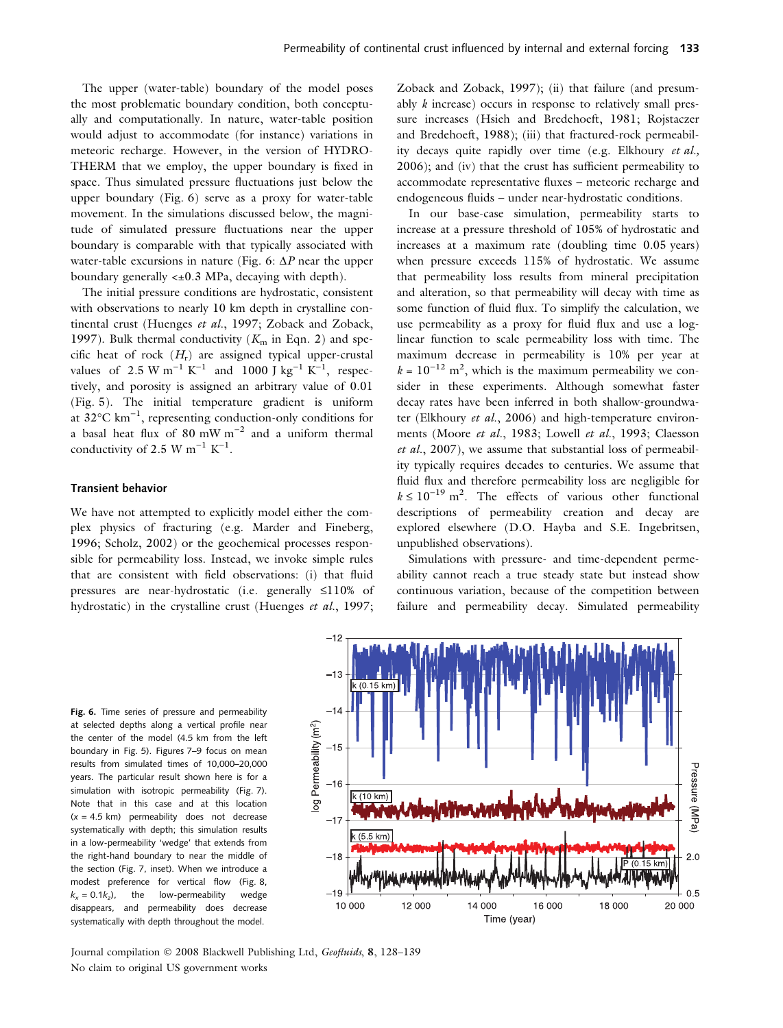The upper (water-table) boundary of the model poses the most problematic boundary condition, both conceptually and computationally. In nature, water-table position would adjust to accommodate (for instance) variations in meteoric recharge. However, in the version of HYDROTHERM that we employ, the upper boundary is fixed in space. Thus simulated pressure fluctuations just below the upper boundary (Fig. 6) serve as a proxy for water-table movement. In the simulations discussed below, the magnitude of simulated pressure fluctuations near the upper boundary is comparable with that typically associated with water-table excursions in nature (Fig. 6: $\Delta P$ near the upper boundary generally $<\pm 0.3$ MPa, decaying with depth).

The initial pressure conditions are hydrostatic, consistent with observations to nearly 10 km depth in crystalline continental crust (Huenges *et al.*, 1997; Zoback and Zoback, 1997). Bulk thermal conductivity ($K_m$ in Eqn. 2) and specific heat of rock ($H_r$) are assigned typical upper-crustal values of 2.5 W m$^{-1}$ K$^{-1}$ and 1000 J kg$^{-1}$ K$^{-1}$, respectively, and porosity is assigned an arbitrary value of 0.01 (Fig. 5). The initial temperature gradient is uniform at 32°C km$^{-1}$, representing conduction-only conditions for a basal heat flux of 80 mW m$^{-2}$ and a uniform thermal conductivity of 2.5 W m$^{-1}$ K$^{-1}$.

### Transient behavior

We have not attempted to explicitly model either the complex physics of fracturing (e.g. Marder and Fineberg, 1996; Scholz, 2002) or the geochemical processes responsible for permeability loss. Instead, we invoke simple rules that are consistent with field observations: (i) that fluid pressures are near-hydrostatic (i.e. generally ≤110% of hydrostatic) in the crystalline crust (Huenges *et al.*, 1997; Zoback and Zoback, 1997); (ii) that failure (and presumably $k$ increase) occurs in response to relatively small pressure increases (Hsieh and Bredehoeft, 1981; Rojstaczer and Bredehoeft, 1988); (iii) that fractured-rock permeability decays quite rapidly over time (e.g. Elkhoury *et al.,* 2006); and (iv) that the crust has sufficient permeability to accommodate representative fluxes – meteoric recharge and endogeneous fluids – under near-hydrostatic conditions.

In our base-case simulation, permeability starts to increase at a pressure threshold of 105% of hydrostatic and increases at a maximum rate (doubling time 0.05 years) when pressure exceeds 115% of hydrostatic. We assume that permeability loss results from mineral precipitation and alteration, so that permeability will decay with time as some function of fluid flux. To simplify the calculation, we use permeability as a proxy for fluid flux and use a log-linear function to scale permeability loss with time. The maximum decrease in permeability is 10% per year at $k = 10^{-12}$ m$^2$, which is the maximum permeability we consider in these experiments. Although somewhat faster decay rates have been inferred in both shallow-groundwater (Elkhoury *et al.*, 2006) and high-temperature environments (Moore *et al.*, 1983; Lowell *et al.*, 1993; Claesson *et al.*, 2007), we assume that substantial loss of permeability typically requires decades to centuries. We assume that fluid flux and therefore permeability loss are negligible for $k \leq 10^{-19}$ m$^2$. The effects of various other functional descriptions of permeability creation and decay are explored elsewhere (D.O. Hayba and S.E. Ingebritsen, unpublished observations).

Simulations with pressure- and time-dependent permeability cannot reach a true steady state but instead show continuous variation, because of the competition between failure and permeability decay. Simulated permeability

**Fig. 6.** Time series of pressure and permeability at selected depths along a vertical profile near the center of the model (4.5 km from the left boundary in Fig. 5). Figures 7–9 focus on mean results from simulated times of 10,000–20,000 years. The particular result shown here is for a simulation with isotropic permeability (Fig. 7). Note that in this case and at this location ($x$ = 4.5 km) permeability does not decrease systematically with depth; this simulation results in a low-permeability 'wedge' that extends from the right-hand boundary to near the middle of the section (Fig. 7, inset). When we introduce a modest preference for vertical flow (Fig. 8, $k_x = 0.1k_z$), the low-permeability wedge disappears, and permeability does decrease systematically with depth throughout the model.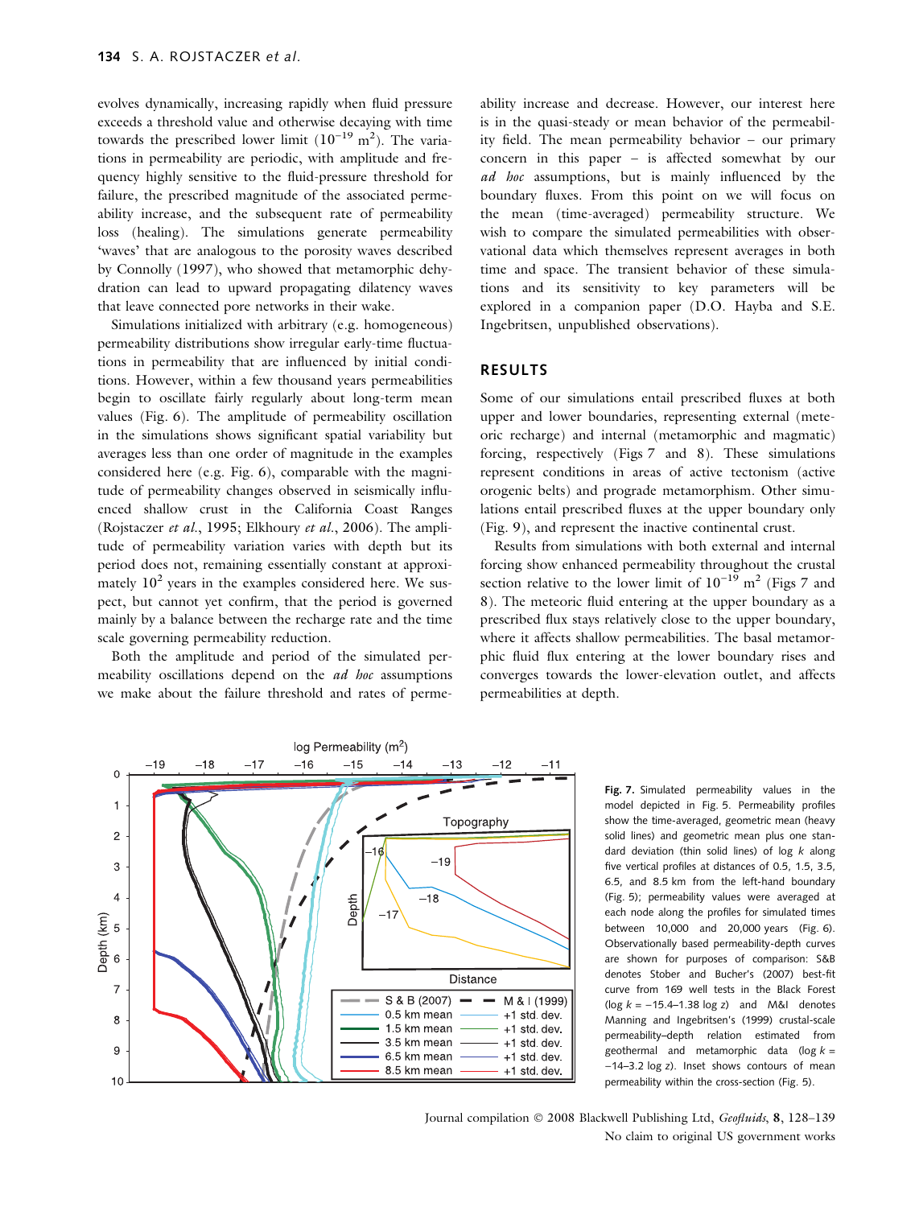evolves dynamically, increasing rapidly when fluid pressure exceeds a threshold value and otherwise decaying with time towards the prescribed lower limit ($10^{-19}$ m$^2$). The variations in permeability are periodic, with amplitude and frequency highly sensitive to the fluid-pressure threshold for failure, the prescribed magnitude of the associated permeability increase, and the subsequent rate of permeability loss (healing). The simulations generate permeability 'waves' that are analogous to the porosity waves described by Connolly (1997), who showed that metamorphic dehydration can lead to upward propagating dilatency waves that leave connected pore networks in their wake.

Simulations initialized with arbitrary (e.g. homogeneous) permeability distributions show irregular early-time fluctuations in permeability that are influenced by initial conditions. However, within a few thousand years permeabilities begin to oscillate fairly regularly about long-term mean values (Fig. 6). The amplitude of permeability oscillation in the simulations shows significant spatial variability but averages less than one order of magnitude in the examples considered here (e.g. Fig. 6), comparable with the magnitude of permeability changes observed in seismically influenced shallow crust in the California Coast Ranges (Rojstaczer *et al.*, 1995; Elkhoury *et al.*, 2006). The amplitude of permeability variation varies with depth but its period does not, remaining essentially constant at approximately $10^2$ years in the examples considered here. We suspect, but cannot yet confirm, that the period is governed mainly by a balance between the recharge rate and the time scale governing permeability reduction.

Both the amplitude and period of the simulated permeability oscillations depend on the *ad hoc* assumptions we make about the failure threshold and rates of permeability increase and decrease. However, our interest here is in the quasi-steady or mean behavior of the permeability field. The mean permeability behavior – our primary concern in this paper – is affected somewhat by our *ad hoc* assumptions, but is mainly influenced by the boundary fluxes. From this point on we will focus on the mean (time-averaged) permeability structure. We wish to compare the simulated permeabilities with observational data which themselves represent averages in both time and space. The transient behavior of these simulations and its sensitivity to key parameters will be explored in a companion paper (D.O. Hayba and S.E. Ingebritsen, unpublished observations).

## RESULTS

Some of our simulations entail prescribed fluxes at both upper and lower boundaries, representing external (meteoric recharge) and internal (metamorphic and magmatic) forcing, respectively (Figs 7 and 8). These simulations represent conditions in areas of active tectonism (active orogenic belts) and prograde metamorphism. Other simulations entail prescribed fluxes at the upper boundary only (Fig. 9), and represent the inactive continental crust.

Results from simulations with both external and internal forcing show enhanced permeability throughout the crustal section relative to the lower limit of $10^{-19}$ m$^2$ (Figs 7 and 8). The meteoric fluid entering at the upper boundary as a prescribed flux stays relatively close to the upper boundary, where it affects shallow permeabilities. The basal metamorphic fluid flux entering at the lower boundary rises and converges towards the lower-elevation outlet, and affects permeabilities at depth.

log Permeability (m$^2$)
−19 −18 −17 −16 −15 −14 −13 −12 −11
Depth (km)
0 1 2 3 4 5 6 7 8 9 10
Topography
Depth
Distance
−16 −19 −18 −17
S & B (2007)
M & I (1999)
0.5 km mean +1 std. dev.
1.5 km mean +1 std. dev.
3.5 km mean +1 std. dev.
6.5 km mean +1 std. dev.
8.5 km mean +1 std. dev.

**Fig. 7.** Simulated permeability values in the model depicted in Fig. 5. Permeability profiles show the time-averaged, geometric mean (heavy solid lines) and geometric mean plus one standard deviation (thin solid lines) of log *k* along five vertical profiles at distances of 0.5, 1.5, 3.5, 6.5, and 8.5 km from the left-hand boundary (Fig. 5); permeability values were averaged at each node along the profiles for simulated times between 10,000 and 20,000 years (Fig. 6). Observationally based permeability-depth curves are shown for purposes of comparison: S&B denotes Stober and Bucher's (2007) best-fit curve from 169 well tests in the Black Forest (log $k$ = −15.4–1.38 log $z$) and M&I denotes Manning and Ingebritsen's (1999) crustal-scale permeability–depth relation estimated from geothermal and metamorphic data (log $k$ = −14–3.2 log $z$). Inset shows contours of mean permeability within the cross-section (Fig. 5).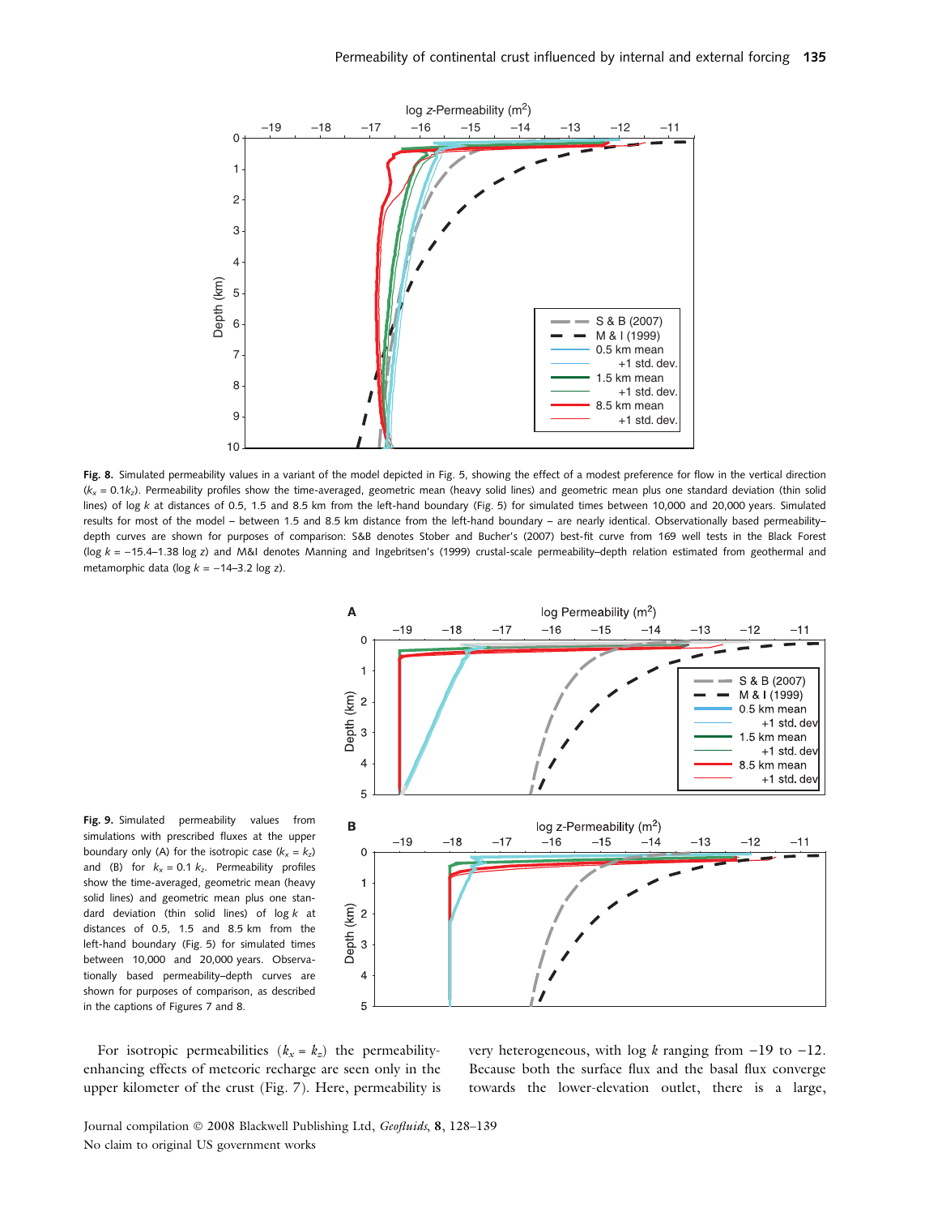log z-Permeability (m$^2$)

−19 −18 −17 −16 −15 −14 −13 −12 −11

Depth (km)

0 1 2 3 4 5 6 7 8 9 10

S & B (2007)
M & I (1999)
0.5 km mean
+1 std. dev.
1.5 km mean
+1 std. dev.
8.5 km mean
+1 std. dev.

**Fig. 8.** Simulated permeability values in a variant of the model depicted in Fig. 5, showing the effect of a modest preference for flow in the vertical direction ($k_x = 0.1k_z$). Permeability profiles show the time-averaged, geometric mean (heavy solid lines) and geometric mean plus one standard deviation (thin solid lines) of log $k$ at distances of 0.5, 1.5 and 8.5 km from the left-hand boundary (Fig. 5) for simulated times between 10,000 and 20,000 years. Simulated results for most of the model – between 1.5 and 8.5 km distance from the left-hand boundary – are nearly identical. Observationally based permeability–depth curves are shown for purposes of comparison: S&B denotes Stober and Bucher's (2007) best-fit curve from 169 well tests in the Black Forest (log $k$ = −15.4–1.38 log z) and M&I denotes Manning and Ingebritsen's (1999) crustal-scale permeability–depth relation estimated from geothermal and metamorphic data (log $k$ = −14–3.2 log z).

A

log Permeability (m$^2$)

−19 −18 −17 −16 −15 −14 −13 −12 −11

Depth (km)

0 1 2 3 4 5

S & B (2007)
M & I (1999)
0.5 km mean
+1 std. dev
1.5 km mean
+1 std. dev
8.5 km mean
+1 std. dev

B

log z-Permeability (m$^2$)

−19 −18 −17 −16 −15 −14 −13 −12 −11

Depth (km)

0 1 2 3 4 5

**Fig. 9.** Simulated permeability values from simulations with prescribed fluxes at the upper boundary only (A) for the isotropic case ($k_x = k_z$) and (B) for $k_x = 0.1\,k_z$. Permeability profiles show the time-averaged, geometric mean (heavy solid lines) and geometric mean plus one standard deviation (thin solid lines) of log $k$ at distances of 0.5, 1.5 and 8.5 km from the left-hand boundary (Fig. 5) for simulated times between 10,000 and 20,000 years. Observationally based permeability–depth curves are shown for purposes of comparison, as described in the captions of Figures 7 and 8.

For isotropic permeabilities ($k_x = k_z$) the permeability-enhancing effects of meteoric recharge are seen only in the upper kilometer of the crust (Fig. 7). Here, permeability is very heterogeneous, with log $k$ ranging from −19 to −12. Because both the surface flux and the basal flux converge towards the lower-elevation outlet, there is a large,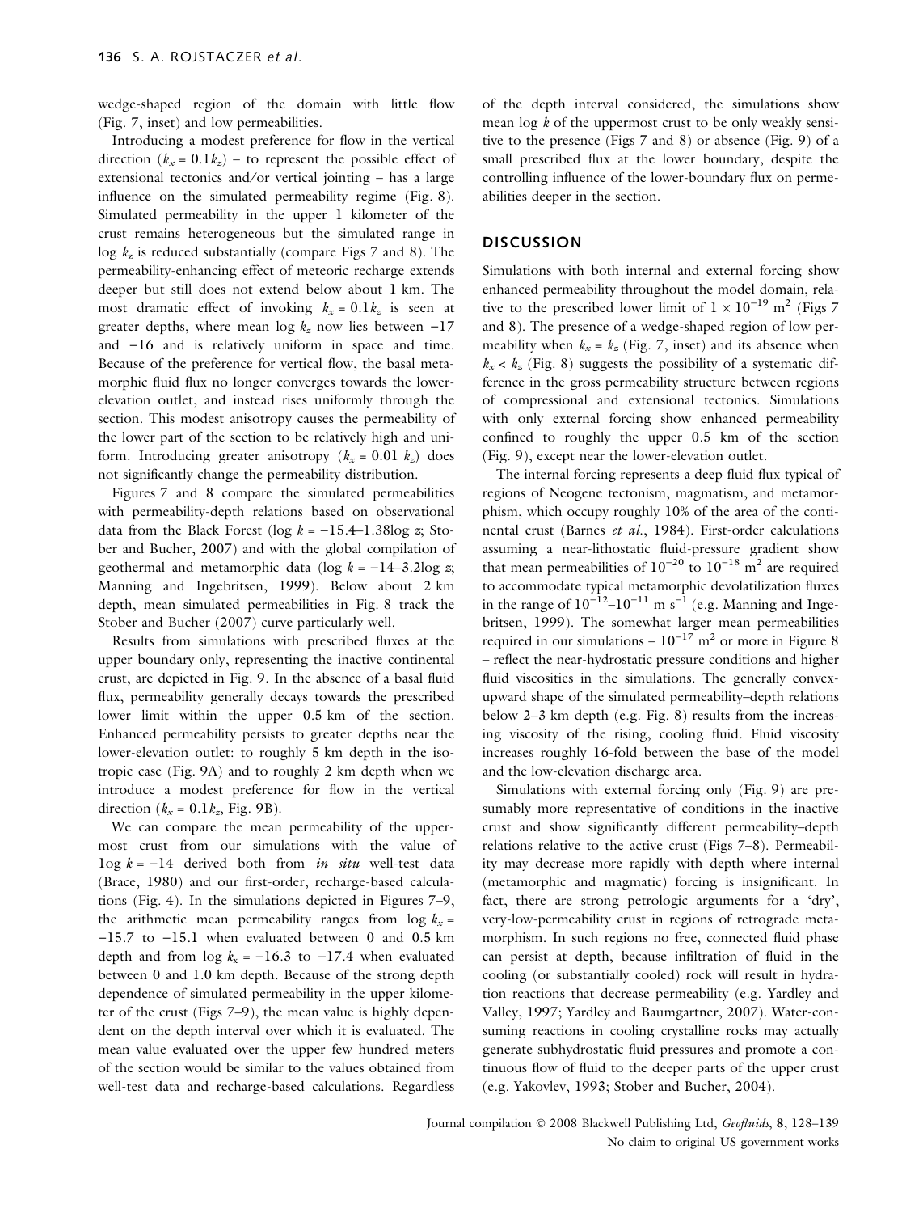wedge-shaped region of the domain with little flow (Fig. 7, inset) and low permeabilities.

Introducing a modest preference for flow in the vertical direction ($k_x = 0.1k_z$) – to represent the possible effect of extensional tectonics and/or vertical jointing – has a large influence on the simulated permeability regime (Fig. 8). Simulated permeability in the upper 1 kilometer of the crust remains heterogeneous but the simulated range in $\log k_z$ is reduced substantially (compare Figs 7 and 8). The permeability-enhancing effect of meteoric recharge extends deeper but still does not extend below about 1 km. The most dramatic effect of invoking $k_x = 0.1k_z$ is seen at greater depths, where mean $\log k_z$ now lies between −17 and −16 and is relatively uniform in space and time. Because of the preference for vertical flow, the basal metamorphic fluid flux no longer converges towards the lower-elevation outlet, and instead rises uniformly through the section. This modest anisotropy causes the permeability of the lower part of the section to be relatively high and uniform. Introducing greater anisotropy ($k_x = 0.01\ k_z$) does not significantly change the permeability distribution.

Figures 7 and 8 compare the simulated permeabilities with permeability-depth relations based on observational data from the Black Forest ($\log k = -15.4 - 1.38 \log z$; Stober and Bucher, 2007) and with the global compilation of geothermal and metamorphic data ($\log k = -14 - 3.2 \log z$; Manning and Ingebritsen, 1999). Below about 2 km depth, mean simulated permeabilities in Fig. 8 track the Stober and Bucher (2007) curve particularly well.

Results from simulations with prescribed fluxes at the upper boundary only, representing the inactive continental crust, are depicted in Fig. 9. In the absence of a basal fluid flux, permeability generally decays towards the prescribed lower limit within the upper 0.5 km of the section. Enhanced permeability persists to greater depths near the lower-elevation outlet: to roughly 5 km depth in the isotropic case (Fig. 9A) and to roughly 2 km depth when we introduce a modest preference for flow in the vertical direction ($k_x = 0.1k_z$, Fig. 9B).

We can compare the mean permeability of the uppermost crust from our simulations with the value of $\log k = -14$ derived both from *in situ* well-test data (Brace, 1980) and our first-order, recharge-based calculations (Fig. 4). In the simulations depicted in Figures 7–9, the arithmetic mean permeability ranges from $\log k_x = -15.7$ to $-15.1$ when evaluated between 0 and 0.5 km depth and from $\log k_x = -16.3$ to $-17.4$ when evaluated between 0 and 1.0 km depth. Because of the strong depth dependence of simulated permeability in the upper kilometer of the crust (Figs 7–9), the mean value is highly dependent on the depth interval over which it is evaluated. The mean value evaluated over the upper few hundred meters of the section would be similar to the values obtained from well-test data and recharge-based calculations. Regardless of the depth interval considered, the simulations show mean $\log k$ of the uppermost crust to be only weakly sensitive to the presence (Figs 7 and 8) or absence (Fig. 9) of a small prescribed flux at the lower boundary, despite the controlling influence of the lower-boundary flux on permeabilities deeper in the section.

## DISCUSSION

Simulations with both internal and external forcing show enhanced permeability throughout the model domain, relative to the prescribed lower limit of $1 \times 10^{-19}$ m$^2$ (Figs 7 and 8). The presence of a wedge-shaped region of low permeability when $k_x = k_z$ (Fig. 7, inset) and its absence when $k_x < k_z$ (Fig. 8) suggests the possibility of a systematic difference in the gross permeability structure between regions of compressional and extensional tectonics. Simulations with only external forcing show enhanced permeability confined to roughly the upper 0.5 km of the section (Fig. 9), except near the lower-elevation outlet.

The internal forcing represents a deep fluid flux typical of regions of Neogene tectonism, magmatism, and metamorphism, which occupy roughly 10% of the area of the continental crust (Barnes *et al.*, 1984). First-order calculations assuming a near-lithostatic fluid-pressure gradient show that mean permeabilities of $10^{-20}$ to $10^{-18}$ m$^2$ are required to accommodate typical metamorphic devolatilization fluxes in the range of $10^{-12}$–$10^{-11}$ m s$^{-1}$ (e.g. Manning and Ingebritsen, 1999). The somewhat larger mean permeabilities required in our simulations – $10^{-17}$ m$^2$ or more in Figure 8 – reflect the near-hydrostatic pressure conditions and higher fluid viscosities in the simulations. The generally convex-upward shape of the simulated permeability–depth relations below 2–3 km depth (e.g. Fig. 8) results from the increasing viscosity of the rising, cooling fluid. Fluid viscosity increases roughly 16-fold between the base of the model and the low-elevation discharge area.

Simulations with external forcing only (Fig. 9) are presumably more representative of conditions in the inactive crust and show significantly different permeability–depth relations relative to the active crust (Figs 7–8). Permeability may decrease more rapidly with depth where internal (metamorphic and magmatic) forcing is insignificant. In fact, there are strong petrologic arguments for a 'dry', very-low-permeability crust in regions of retrograde metamorphism. In such regions no free, connected fluid phase can persist at depth, because infiltration of fluid in the cooling (or substantially cooled) rock will result in hydration reactions that decrease permeability (e.g. Yardley and Valley, 1997; Yardley and Baumgartner, 2007). Water-consuming reactions in cooling crystalline rocks may actually generate subhydrostatic fluid pressures and promote a continuous flow of fluid to the deeper parts of the upper crust (e.g. Yakovlev, 1993; Stober and Bucher, 2004).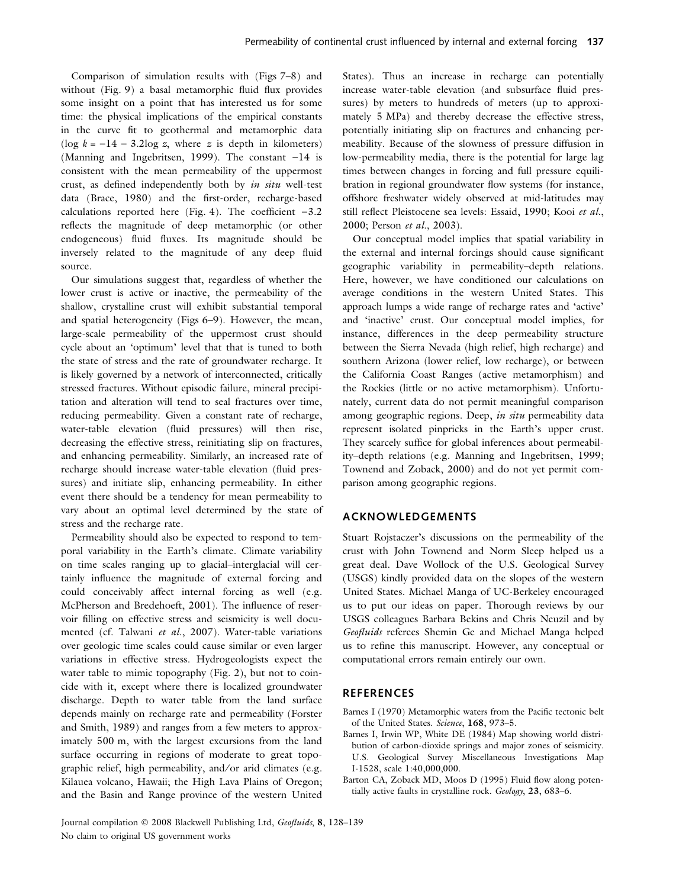Comparison of simulation results with (Figs 7–8) and without (Fig. 9) a basal metamorphic fluid flux provides some insight on a point that has interested us for some time: the physical implications of the empirical constants in the curve fit to geothermal and metamorphic data ($\log k = -14 - 3.2\log z$, where $z$ is depth in kilometers) (Manning and Ingebritsen, 1999). The constant −14 is consistent with the mean permeability of the uppermost crust, as defined independently both by *in situ* well-test data (Brace, 1980) and the first-order, recharge-based calculations reported here (Fig. 4). The coefficient −3.2 reflects the magnitude of deep metamorphic (or other endogeneous) fluid fluxes. Its magnitude should be inversely related to the magnitude of any deep fluid source.

Our simulations suggest that, regardless of whether the lower crust is active or inactive, the permeability of the shallow, crystalline crust will exhibit substantial temporal and spatial heterogeneity (Figs 6–9). However, the mean, large-scale permeability of the uppermost crust should cycle about an 'optimum' level that that is tuned to both the state of stress and the rate of groundwater recharge. It is likely governed by a network of interconnected, critically stressed fractures. Without episodic failure, mineral precipitation and alteration will tend to seal fractures over time, reducing permeability. Given a constant rate of recharge, water-table elevation (fluid pressures) will then rise, decreasing the effective stress, reinitiating slip on fractures, and enhancing permeability. Similarly, an increased rate of recharge should increase water-table elevation (fluid pressures) and initiate slip, enhancing permeability. In either event there should be a tendency for mean permeability to vary about an optimal level determined by the state of stress and the recharge rate.

Permeability should also be expected to respond to temporal variability in the Earth's climate. Climate variability on time scales ranging up to glacial–interglacial will certainly influence the magnitude of external forcing and could conceivably affect internal forcing as well (e.g. McPherson and Bredehoeft, 2001). The influence of reservoir filling on effective stress and seismicity is well documented (cf. Talwani *et al.*, 2007). Water-table variations over geologic time scales could cause similar or even larger variations in effective stress. Hydrogeologists expect the water table to mimic topography (Fig. 2), but not to coincide with it, except where there is localized groundwater discharge. Depth to water table from the land surface depends mainly on recharge rate and permeability (Forster and Smith, 1989) and ranges from a few meters to approximately 500 m, with the largest excursions from the land surface occurring in regions of moderate to great topographic relief, high permeability, and/or arid climates (e.g. Kilauea volcano, Hawaii; the High Lava Plains of Oregon; and the Basin and Range province of the western United States). Thus an increase in recharge can potentially increase water-table elevation (and subsurface fluid pressures) by meters to hundreds of meters (up to approximately 5 MPa) and thereby decrease the effective stress, potentially initiating slip on fractures and enhancing permeability. Because of the slowness of pressure diffusion in low-permeability media, there is the potential for large lag times between changes in forcing and full pressure equilibration in regional groundwater flow systems (for instance, offshore freshwater widely observed at mid-latitudes may still reflect Pleistocene sea levels: Essaid, 1990; Kooi *et al.*, 2000; Person *et al.*, 2003).

Our conceptual model implies that spatial variability in the external and internal forcings should cause significant geographic variability in permeability–depth relations. Here, however, we have conditioned our calculations on average conditions in the western United States. This approach lumps a wide range of recharge rates and 'active' and 'inactive' crust. Our conceptual model implies, for instance, differences in the deep permeability structure between the Sierra Nevada (high relief, high recharge) and southern Arizona (lower relief, low recharge), or between the California Coast Ranges (active metamorphism) and the Rockies (little or no active metamorphism). Unfortunately, current data do not permit meaningful comparison among geographic regions. Deep, *in situ* permeability data represent isolated pinpricks in the Earth's upper crust. They scarcely suffice for global inferences about permeability–depth relations (e.g. Manning and Ingebritsen, 1999; Townend and Zoback, 2000) and do not yet permit comparison among geographic regions.

## ACKNOWLEDGEMENTS

Stuart Rojstaczer's discussions on the permeability of the crust with John Townend and Norm Sleep helped us a great deal. Dave Wollock of the U.S. Geological Survey (USGS) kindly provided data on the slopes of the western United States. Michael Manga of UC-Berkeley encouraged us to put our ideas on paper. Thorough reviews by our USGS colleagues Barbara Bekins and Chris Neuzil and by *Geofluids* referees Shemin Ge and Michael Manga helped us to refine this manuscript. However, any conceptual or computational errors remain entirely our own.

## REFERENCES

Barnes I (1970) Metamorphic waters from the Pacific tectonic belt of the United States. *Science*, **168**, 973–5.

Barnes I, Irwin WP, White DE (1984) Map showing world distribution of carbon-dioxide springs and major zones of seismicity. U.S. Geological Survey Miscellaneous Investigations Map I-1528, scale 1:40,000,000.

Barton CA, Zoback MD, Moos D (1995) Fluid flow along potentially active faults in crystalline rock. *Geology*, **23**, 683–6.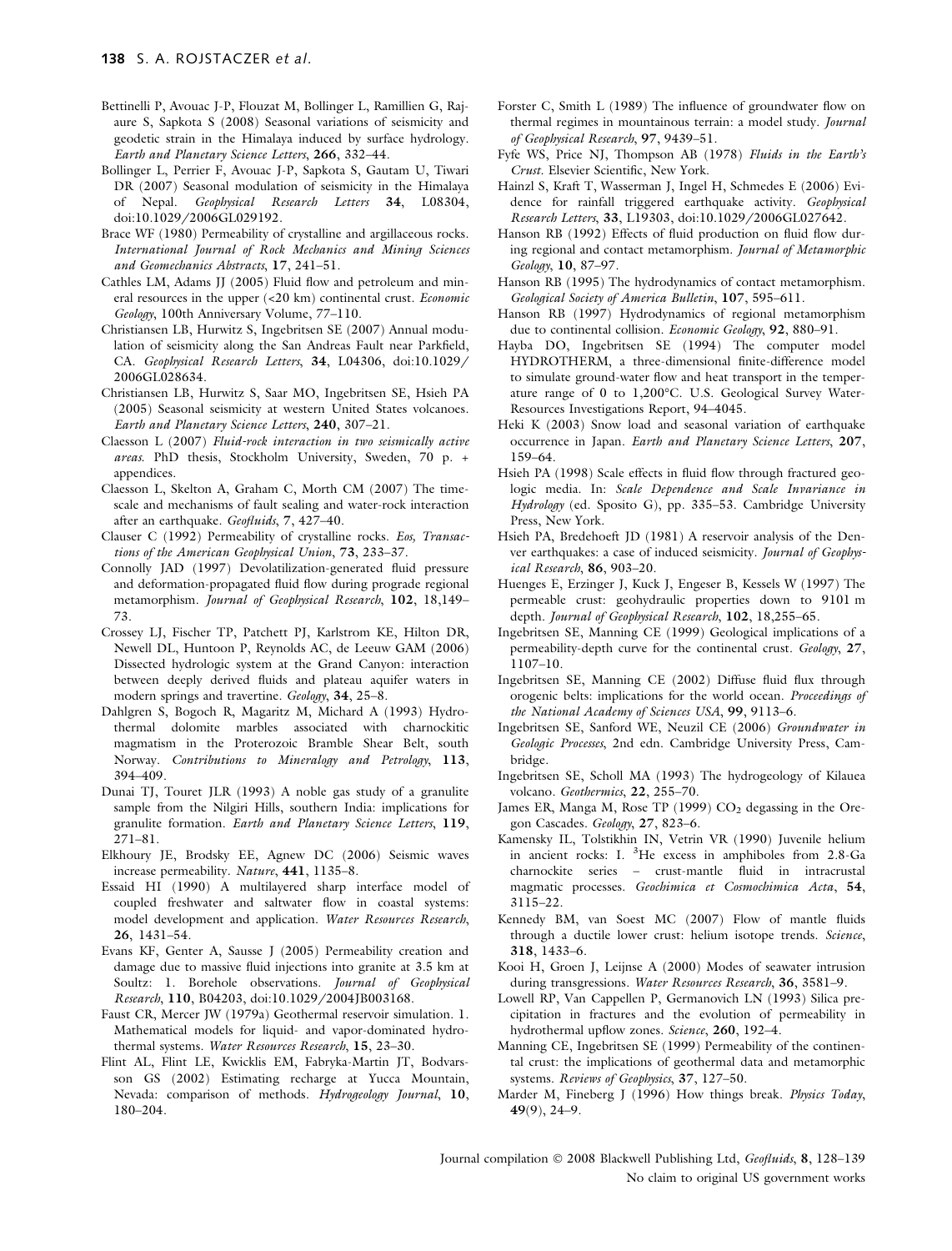Bettinelli P, Avouac J-P, Flouzat M, Bollinger L, Ramillien G, Rajaure S, Sapkota S (2008) Seasonal variations of seismicity and geodetic strain in the Himalaya induced by surface hydrology. *Earth and Planetary Science Letters*, **266**, 332–44.

Bollinger L, Perrier F, Avouac J-P, Sapkota S, Gautam U, Tiwari DR (2007) Seasonal modulation of seismicity in the Himalaya of Nepal. *Geophysical Research Letters* **34**, L08304, doi:10.1029/2006GL029192.

Brace WF (1980) Permeability of crystalline and argillaceous rocks. *International Journal of Rock Mechanics and Mining Sciences and Geomechanics Abstracts*, **17**, 241–51.

Cathles LM, Adams JJ (2005) Fluid flow and petroleum and mineral resources in the upper (<20 km) continental crust. *Economic Geology*, 100th Anniversary Volume, 77–110.

Christiansen LB, Hurwitz S, Ingebritsen SE (2007) Annual modulation of seismicity along the San Andreas Fault near Parkfield, CA. *Geophysical Research Letters*, **34**, L04306, doi:10.1029/2006GL028634.

Christiansen LB, Hurwitz S, Saar MO, Ingebritsen SE, Hsieh PA (2005) Seasonal seismicity at western United States volcanoes. *Earth and Planetary Science Letters*, **240**, 307–21.

Claesson L (2007) *Fluid-rock interaction in two seismically active areas.* PhD thesis, Stockholm University, Sweden, 70 p. + appendices.

Claesson L, Skelton A, Graham C, Morth CM (2007) The timescale and mechanisms of fault sealing and water-rock interaction after an earthquake. *Geofluids*, **7**, 427–40.

Clauser C (1992) Permeability of crystalline rocks. *Eos, Transactions of the American Geophysical Union*, **73**, 233–37.

Connolly JAD (1997) Devolatilization-generated fluid pressure and deformation-propagated fluid flow during prograde regional metamorphism. *Journal of Geophysical Research*, **102**, 18,149–73.

Crossey LJ, Fischer TP, Patchett PJ, Karlstrom KE, Hilton DR, Newell DL, Huntoon P, Reynolds AC, de Leeuw GAM (2006) Dissected hydrologic system at the Grand Canyon: interaction between deeply derived fluids and plateau aquifer waters in modern springs and travertine. *Geology*, **34**, 25–8.

Dahlgren S, Bogoch R, Magaritz M, Michard A (1993) Hydrothermal dolomite marbles associated with charnockitic magmatism in the Proterozoic Bramble Shear Belt, south Norway. *Contributions to Mineralogy and Petrology*, **113**, 394–409.

Dunai TJ, Touret JLR (1993) A noble gas study of a granulite sample from the Nilgiri Hills, southern India: implications for granulite formation. *Earth and Planetary Science Letters*, **119**, 271–81.

Elkhoury JE, Brodsky EE, Agnew DC (2006) Seismic waves increase permeability. *Nature*, **441**, 1135–8.

Essaid HI (1990) A multilayered sharp interface model of coupled freshwater and saltwater flow in coastal systems: model development and application. *Water Resources Research*, **26**, 1431–54.

Evans KF, Genter A, Sausse J (2005) Permeability creation and damage due to massive fluid injections into granite at 3.5 km at Soultz: 1. Borehole observations. *Journal of Geophysical Research*, **110**, B04203, doi:10.1029/2004JB003168.

Faust CR, Mercer JW (1979a) Geothermal reservoir simulation. 1. Mathematical models for liquid- and vapor-dominated hydrothermal systems. *Water Resources Research*, **15**, 23–30.

Flint AL, Flint LE, Kwicklis EM, Fabryka-Martin JT, Bodvarsson GS (2002) Estimating recharge at Yucca Mountain, Nevada: comparison of methods. *Hydrogeology Journal*, **10**, 180–204.

Forster C, Smith L (1989) The influence of groundwater flow on thermal regimes in mountainous terrain: a model study. *Journal of Geophysical Research*, **97**, 9439–51.

Fyfe WS, Price NJ, Thompson AB (1978) *Fluids in the Earth's Crust.* Elsevier Scientific, New York.

Hainzl S, Kraft T, Wasserman J, Ingel H, Schmedes E (2006) Evidence for rainfall triggered earthquake activity. *Geophysical Research Letters*, **33**, L19303, doi:10.1029/2006GL027642.

Hanson RB (1992) Effects of fluid production on fluid flow during regional and contact metamorphism. *Journal of Metamorphic Geology*, **10**, 87–97.

Hanson RB (1995) The hydrodynamics of contact metamorphism. *Geological Society of America Bulletin*, **107**, 595–611.

Hanson RB (1997) Hydrodynamics of regional metamorphism due to continental collision. *Economic Geology*, **92**, 880–91.

Hayba DO, Ingebritsen SE (1994) The computer model HYDROTHERM, a three-dimensional finite-difference model to simulate ground-water flow and heat transport in the temperature range of 0 to 1,200°C. U.S. Geological Survey Water-Resources Investigations Report, 94–4045.

Heki K (2003) Snow load and seasonal variation of earthquake occurrence in Japan. *Earth and Planetary Science Letters*, **207**, 159–64.

Hsieh PA (1998) Scale effects in fluid flow through fractured geologic media. In: *Scale Dependence and Scale Invariance in Hydrology* (ed. Sposito G), pp. 335–53. Cambridge University Press, New York.

Hsieh PA, Bredehoeft JD (1981) A reservoir analysis of the Denver earthquakes: a case of induced seismicity. *Journal of Geophysical Research*, **86**, 903–20.

Huenges E, Erzinger J, Kuck J, Engeser B, Kessels W (1997) The permeable crust: geohydraulic properties down to 9101 m depth. *Journal of Geophysical Research*, **102**, 18,255–65.

Ingebritsen SE, Manning CE (1999) Geological implications of a permeability-depth curve for the continental crust. *Geology*, **27**, 1107–10.

Ingebritsen SE, Manning CE (2002) Diffuse fluid flux through orogenic belts: implications for the world ocean. *Proceedings of the National Academy of Sciences USA*, **99**, 9113–6.

Ingebritsen SE, Sanford WE, Neuzil CE (2006) *Groundwater in Geologic Processes*, 2nd edn. Cambridge University Press, Cambridge.

Ingebritsen SE, Scholl MA (1993) The hydrogeology of Kilauea volcano. *Geothermics*, **22**, 255–70.

James ER, Manga M, Rose TP (1999) $CO_2$ degassing in the Oregon Cascades. *Geology*, **27**, 823–6.

Kamensky IL, Tolstikhin IN, Vetrin VR (1990) Juvenile helium in ancient rocks: I. $^{3}He$ excess in amphiboles from 2.8-Ga charnockite series – crust-mantle fluid in intracrustal magmatic processes. *Geochimica et Cosmochimica Acta*, **54**, 3115–22.

Kennedy BM, van Soest MC (2007) Flow of mantle fluids through a ductile lower crust: helium isotope trends. *Science*, **318**, 1433–6.

Kooi H, Groen J, Leijnse A (2000) Modes of seawater intrusion during transgressions. *Water Resources Research*, **36**, 3581–9.

Lowell RP, Van Cappellen P, Germanovich LN (1993) Silica precipitation in fractures and the evolution of permeability in hydrothermal upflow zones. *Science*, **260**, 192–4.

Manning CE, Ingebritsen SE (1999) Permeability of the continental crust: the implications of geothermal data and metamorphic systems. *Reviews of Geophysics*, **37**, 127–50.

Marder M, Fineberg J (1996) How things break. *Physics Today*, **49**(9), 24–9.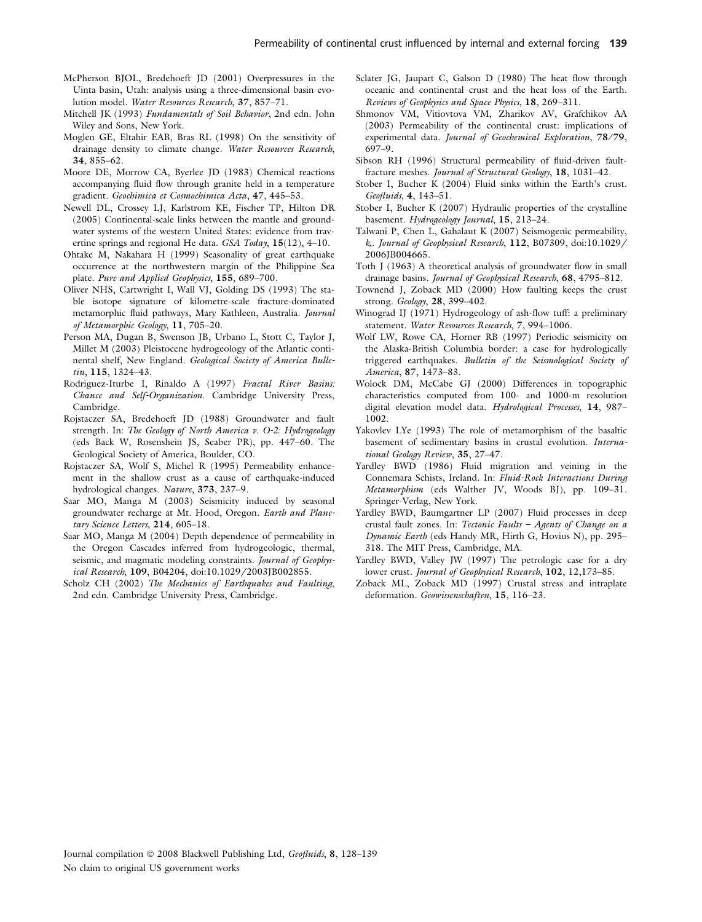McPherson BJOL, Bredehoeft JD (2001) Overpressures in the Uinta basin, Utah: analysis using a three-dimensional basin evolution model. *Water Resources Research*, **37**, 857–71.

Mitchell JK (1993) *Fundamentals of Soil Behavior*, 2nd edn. John Wiley and Sons, New York.

Moglen GE, Eltahir EAB, Bras RL (1998) On the sensitivity of drainage density to climate change. *Water Resources Research*, **34**, 855–62.

Moore DE, Morrow CA, Byerlee JD (1983) Chemical reactions accompanying fluid flow through granite held in a temperature gradient. *Geochimica et Cosmochimica Acta*, **47**, 445–53.

Newell DL, Crossey LJ, Karlstrom KE, Fischer TP, Hilton DR (2005) Continental-scale links between the mantle and groundwater systems of the western United States: evidence from travertine springs and regional He data. *GSA Today*, **15**(12), 4–10.

Ohtake M, Nakahara H (1999) Seasonality of great earthquake occurrence at the northwestern margin of the Philippine Sea plate. *Pure and Applied Geophysics*, **155**, 689–700.

Oliver NHS, Cartwright I, Wall VJ, Golding DS (1993) The stable isotope signature of kilometre-scale fracture-dominated metamorphic fluid pathways, Mary Kathleen, Australia. *Journal of Metamorphic Geology*, **11**, 705–20.

Person MA, Dugan B, Swenson JB, Urbano L, Stott C, Taylor J, Millet M (2003) Pleistocene hydrogeology of the Atlantic continental shelf, New England. *Geological Society of America Bulletin*, **115**, 1324–43.

Rodriguez-Iturbe I, Rinaldo A (1997) *Fractal River Basins: Chance and Self-Organization*. Cambridge University Press, Cambridge.

Rojstaczer SA, Bredehoeft JD (1988) Groundwater and fault strength. In: *The Geology of North America v. O-2: Hydrogeology* (eds Back W, Rosenshein JS, Seaber PR), pp. 447–60. The Geological Society of America, Boulder, CO.

Rojstaczer SA, Wolf S, Michel R (1995) Permeability enhancement in the shallow crust as a cause of earthquake-induced hydrological changes. *Nature*, **373**, 237–9.

Saar MO, Manga M (2003) Seismicity induced by seasonal groundwater recharge at Mt. Hood, Oregon. *Earth and Planetary Science Letters*, **214**, 605–18.

Saar MO, Manga M (2004) Depth dependence of permeability in the Oregon Cascades inferred from hydrogeologic, thermal, seismic, and magmatic modeling constraints. *Journal of Geophysical Research*, **109**, B04204, doi:10.1029/2003JB002855.

Scholz CH (2002) *The Mechanics of Earthquakes and Faulting*, 2nd edn. Cambridge University Press, Cambridge.

Sclater JG, Jaupart C, Galson D (1980) The heat flow through oceanic and continental crust and the heat loss of the Earth. *Reviews of Geophysics and Space Physics*, **18**, 269–311.

Shmonov VM, Vitiovtova VM, Zharikov AV, Grafchikov AA (2003) Permeability of the continental crust: implications of experimental data. *Journal of Geochemical Exploration*, **78/79**, 697–9.

Sibson RH (1996) Structural permeability of fluid-driven fault-fracture meshes. *Journal of Structural Geology*, **18**, 1031–42.

Stober I, Bucher K (2004) Fluid sinks within the Earth's crust. *Geofluids*, **4**, 143–51.

Stober I, Bucher K (2007) Hydraulic properties of the crystalline basement. *Hydrogeology Journal*, **15**, 213–24.

Talwani P, Chen L, Gahalaut K (2007) Seismogenic permeability, $k_s$. *Journal of Geophysical Research*, **112**, B07309, doi:10.1029/2006JB004665.

Toth J (1963) A theoretical analysis of groundwater flow in small drainage basins. *Journal of Geophysical Research*, **68**, 4795–812.

Townend J, Zoback MD (2000) How faulting keeps the crust strong. *Geology*, **28**, 399–402.

Winograd IJ (1971) Hydrogeology of ash-flow tuff: a preliminary statement. *Water Resources Research*, **7**, 994–1006.

Wolf LW, Rowe CA, Horner RB (1997) Periodic seismicity on the Alaska-British Columbia border: a case for hydrologically triggered earthquakes. *Bulletin of the Seismological Society of America*, **87**, 1473–83.

Wolock DM, McCabe GJ (2000) Differences in topographic characteristics computed from 100- and 1000-m resolution digital elevation model data. *Hydrological Processes*, **14**, 987–1002.

Yakovlev LYe (1993) The role of metamorphism of the basaltic basement of sedimentary basins in crustal evolution. *International Geology Review*, **35**, 27–47.

Yardley BWD (1986) Fluid migration and veining in the Connemara Schists, Ireland. In: *Fluid-Rock Interactions During Metamorphism* (eds Walther JV, Woods BJ), pp. 109–31. Springer-Verlag, New York.

Yardley BWD, Baumgartner LP (2007) Fluid processes in deep crustal fault zones. In: *Tectonic Faults – Agents of Change on a Dynamic Earth* (eds Handy MR, Hirth G, Hovius N), pp. 295–318. The MIT Press, Cambridge, MA.

Yardley BWD, Valley JW (1997) The petrologic case for a dry lower crust. *Journal of Geophysical Research*, **102**, 12,173–85.

Zoback ML, Zoback MD (1997) Crustal stress and intraplate deformation. *Geowissenschaften*, **15**, 116–23.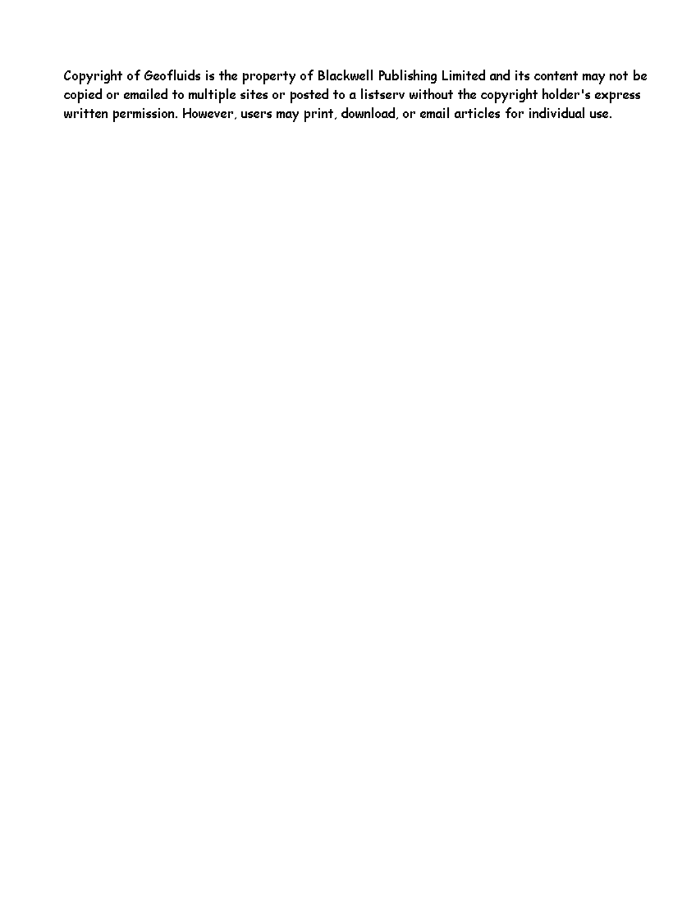Copyright of Geofluids is the property of Blackwell Publishing Limited and its content may not be copied or emailed to multiple sites or posted to a listserv without the copyright holder's express written permission. However, users may print, download, or email articles for individual use.